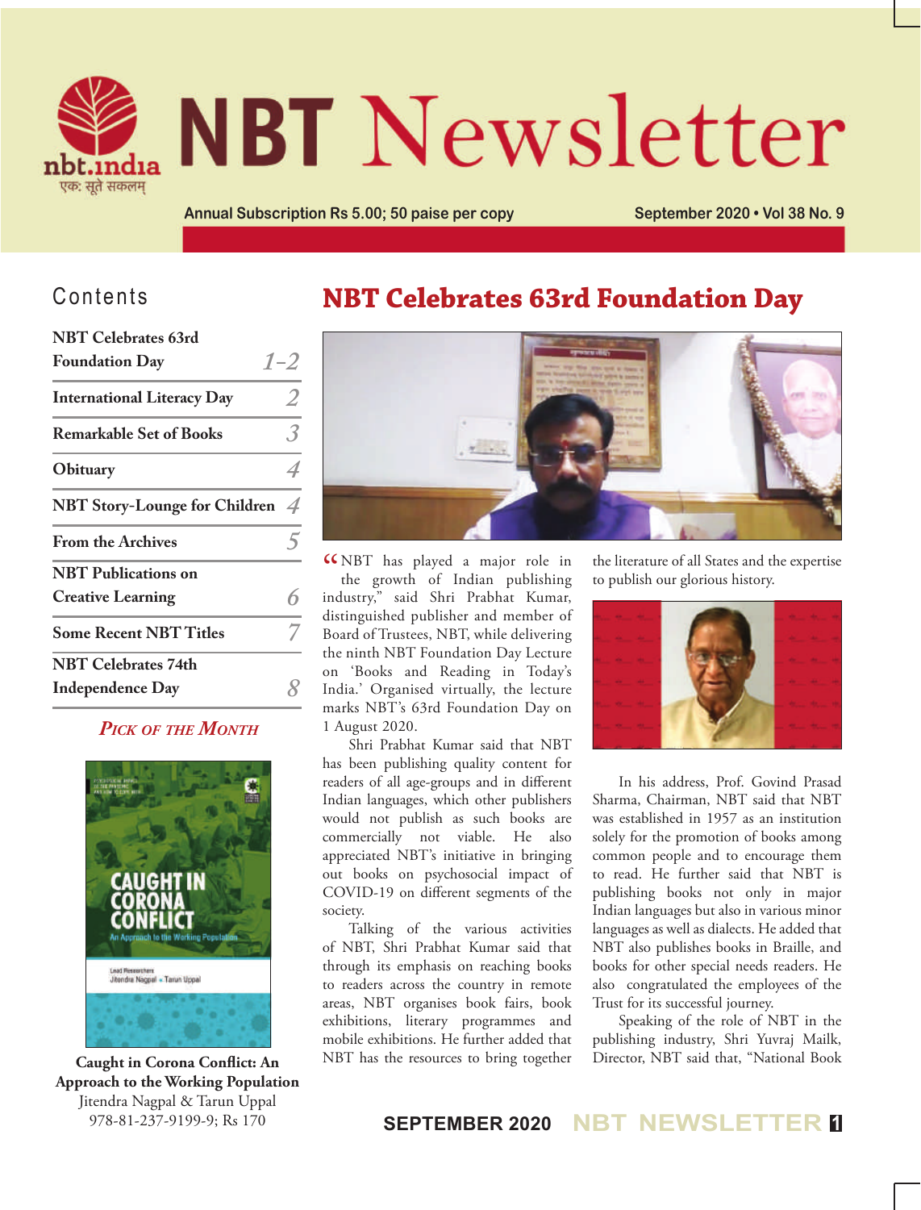# NBT Newsletter

Annual Subscription Rs 5.00; 50 paise per copy

September 2020 • Vol 38 No. 9

## Contents

| | |
|---|---|
| NBT Celebrates 63rd Foundation Day | 1–2 |
| International Literacy Day | 2 |
| Remarkable Set of Books | 3 |
| Obituary | 4 |
| NBT Story-Lounge for Children | 4 |
| From the Archives | 5 |
| NBT Publications on Creative Learning | 6 |
| Some Recent NBT Titles | 7 |
| NBT Celebrates 74th Independence Day | 8 |

### *Pick of the Month*

**Caught in Corona Conflict: An Approach to the Working Population**
Jitendra Nagpal & Tarun Uppal
978-81-237-9199-9; Rs 170

# NBT Celebrates 63rd Foundation Day

"NBT has played a major role in the growth of Indian publishing industry," said Shri Prabhat Kumar, distinguished publisher and member of Board of Trustees, NBT, while delivering the ninth NBT Foundation Day Lecture on 'Books and Reading in Today's India.' Organised virtually, the lecture marks NBT's 63rd Foundation Day on 1 August 2020.

Shri Prabhat Kumar said that NBT has been publishing quality content for readers of all age-groups and in different Indian languages, which other publishers would not publish as such books are commercially not viable. He also appreciated NBT's initiative in bringing out books on psychosocial impact of COVID-19 on different segments of the society.

Talking of the various activities of NBT, Shri Prabhat Kumar said that through its emphasis on reaching books to readers across the country in remote areas, NBT organises book fairs, book exhibitions, literary programmes and mobile exhibitions. He further added that NBT has the resources to bring together the literature of all States and the expertise to publish our glorious history.

In his address, Prof. Govind Prasad Sharma, Chairman, NBT said that NBT was established in 1957 as an institution solely for the promotion of books among common people and to encourage them to read. He further said that NBT is publishing books not only in major Indian languages but also in various minor languages as well as dialects. He added that NBT also publishes books in Braille, and books for other special needs readers. He also congratulated the employees of the Trust for its successful journey.

Speaking of the role of NBT in the publishing industry, Shri Yuvraj Mailk, Director, NBT said that, "National Book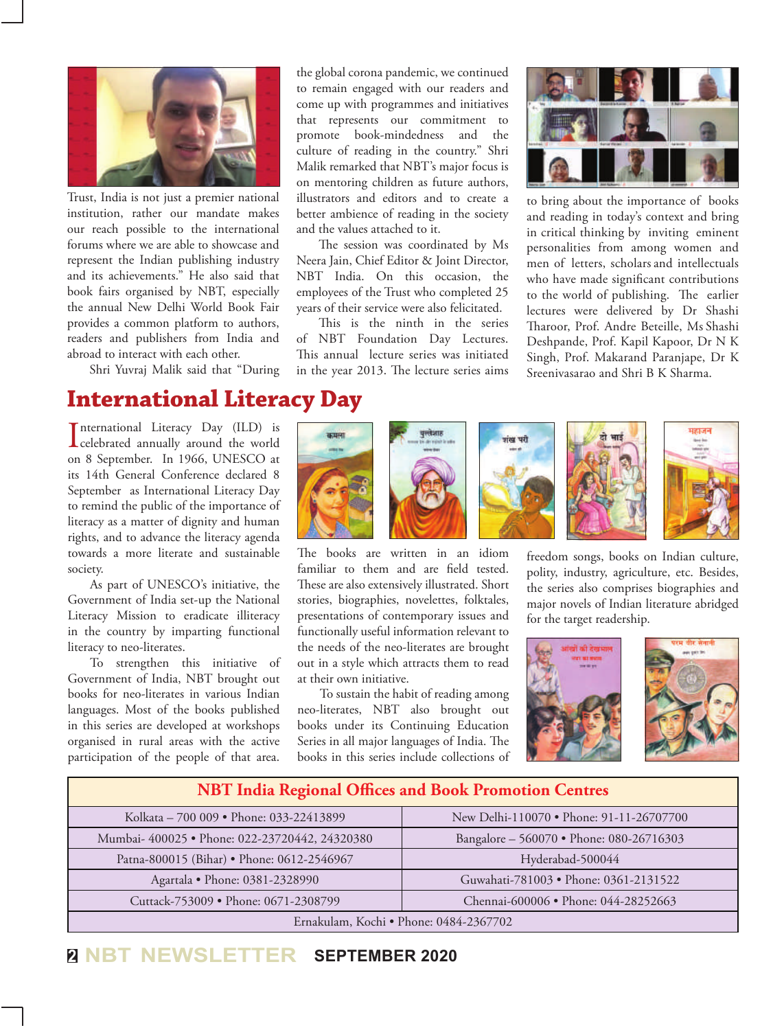Trust, India is not just a premier national institution, rather our mandate makes our reach possible to the international forums where we are able to showcase and represent the Indian publishing industry and its achievements." He also said that book fairs organised by NBT, especially the annual New Delhi World Book Fair provides a common platform to authors, readers and publishers from India and abroad to interact with each other.

Shri Yuvraj Malik said that "During the global corona pandemic, we continued to remain engaged with our readers and come up with programmes and initiatives that represents our commitment to promote book-mindedness and the culture of reading in the country." Shri Malik remarked that NBT's major focus is on mentoring children as future authors, illustrators and editors and to create a better ambience of reading in the society and the values attached to it.

The session was coordinated by Ms Neera Jain, Chief Editor & Joint Director, NBT India. On this occasion, the employees of the Trust who completed 25 years of their service were also felicitated.

This is the ninth in the series of NBT Foundation Day Lectures. This annual lecture series was initiated in the year 2013. The lecture series aims to bring about the importance of books and reading in today's context and bring in critical thinking by inviting eminent personalities from among women and men of letters, scholars and intellectuals who have made significant contributions to the world of publishing. The earlier lectures were delivered by Dr Shashi Tharoor, Prof. Andre Beteille, Ms Shashi Deshpande, Prof. Kapil Kapoor, Dr N K Singh, Prof. Makarand Paranjape, Dr K Sreenivasarao and Shri B K Sharma.

# International Literacy Day

International Literacy Day (ILD) is celebrated annually around the world on 8 September. In 1966, UNESCO at its 14th General Conference declared 8 September as International Literacy Day to remind the public of the importance of literacy as a matter of dignity and human rights, and to advance the literacy agenda towards a more literate and sustainable society.

As part of UNESCO's initiative, the Government of India set-up the National Literacy Mission to eradicate illiteracy in the country by imparting functional literacy to neo-literates.

To strengthen this initiative of Government of India, NBT brought out books for neo-literates in various Indian languages. Most of the books published in this series are developed at workshops organised in rural areas with the active participation of the people of that area. The books are written in an idiom familiar to them and are field tested. These are also extensively illustrated. Short stories, biographies, novelettes, folktales, presentations of contemporary issues and functionally useful information relevant to the needs of the neo-literates are brought out in a style which attracts them to read at their own initiative.

To sustain the habit of reading among neo-literates, NBT also brought out books under its Continuing Education Series in all major languages of India. The books in this series include collections of freedom songs, books on Indian culture, polity, industry, agriculture, etc. Besides, the series also comprises biographies and major novels of Indian literature abridged for the target readership.

## NBT India Regional Offices and Book Promotion Centres

| | |
|---|---|
| Kolkata – 700 009 • Phone: 033-22413899 | New Delhi-110070 • Phone: 91-11-26707700 |
| Mumbai- 400025 • Phone: 022-23720442, 24320380 | Bangalore – 560070 • Phone: 080-26716303 |
| Patna-800015 (Bihar) • Phone: 0612-2546967 | Hyderabad-500044 |
| Agartala • Phone: 0381-2328990 | Guwahati-781003 • Phone: 0361-2131522 |
| Cuttack-753009 • Phone: 0671-2308799 | Chennai-600006 • Phone: 044-28252663 |
| Ernakulam, Kochi • Phone: 0484-2367702 | |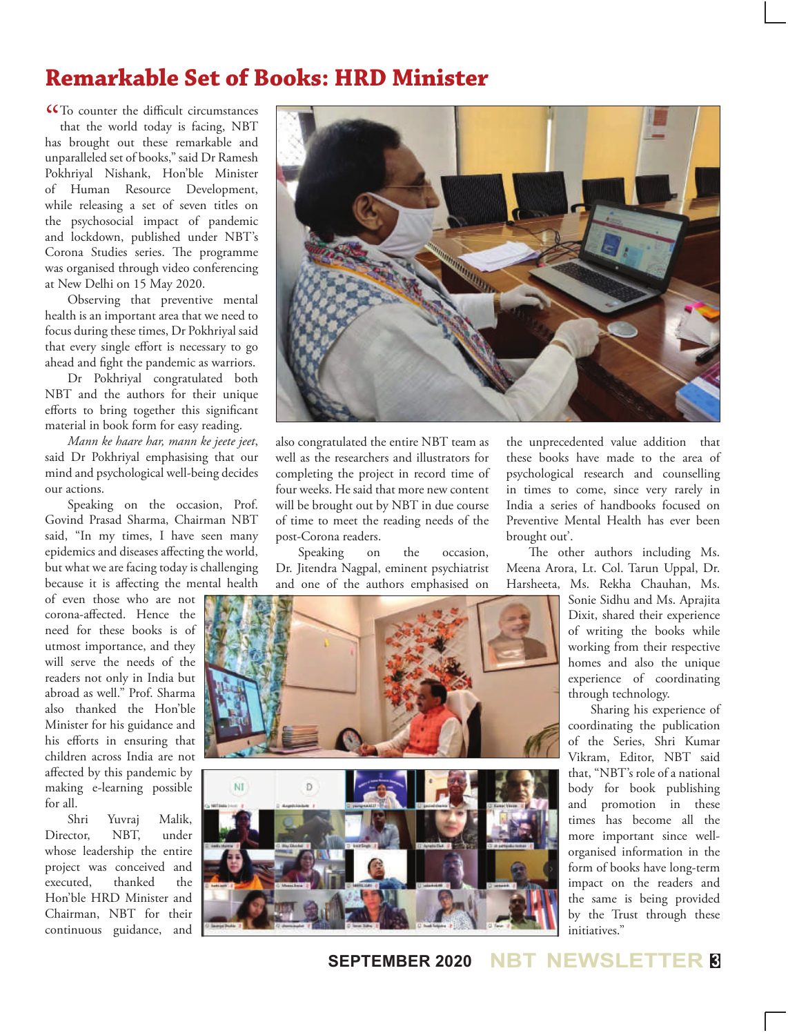# Remarkable Set of Books: HRD Minister

"To counter the difficult circumstances that the world today is facing, NBT has brought out these remarkable and unparalleled set of books," said Dr Ramesh Pokhriyal Nishank, Hon'ble Minister of Human Resource Development, while releasing a set of seven titles on the psychosocial impact of pandemic and lockdown, published under NBT's Corona Studies series. The programme was organised through video conferencing at New Delhi on 15 May 2020.

Observing that preventive mental health is an important area that we need to focus during these times, Dr Pokhriyal said that every single effort is necessary to go ahead and fight the pandemic as warriors.

Dr Pokhriyal congratulated both NBT and the authors for their unique efforts to bring together this significant material in book form for easy reading.

*Mann ke haare har, mann ke jeete jeet*, said Dr Pokhriyal emphasising that our mind and psychological well-being decides our actions.

Speaking on the occasion, Prof. Govind Prasad Sharma, Chairman NBT said, "In my times, I have seen many epidemics and diseases affecting the world, but what we are facing today is challenging because it is affecting the mental health of even those who are not corona-affected. Hence the need for these books is of utmost importance, and they will serve the needs of the readers not only in India but abroad as well." Prof. Sharma also thanked the Hon'ble Minister for his guidance and his efforts in ensuring that children across India are not affected by this pandemic by making e-learning possible for all.

Shri Yuvraj Malik, Director, NBT, under whose leadership the entire project was conceived and executed, thanked the Hon'ble HRD Minister and Chairman, NBT for their continuous guidance, and also congratulated the entire NBT team as well as the researchers and illustrators for completing the project in record time of four weeks. He said that more new content will be brought out by NBT in due course of time to meet the reading needs of the post-Corona readers.

Speaking on the occasion, Dr. Jitendra Nagpal, eminent psychiatrist and one of the authors emphasised on the unprecedented value addition that these books have made to the area of psychological research and counselling in times to come, since very rarely in India a series of handbooks focused on Preventive Mental Health has ever been brought out'.

The other authors including Ms. Meena Arora, Lt. Col. Tarun Uppal, Dr. Harsheeta, Ms. Rekha Chauhan, Ms. Sonie Sidhu and Ms. Aprajita Dixit, shared their experience of writing the books while working from their respective homes and also the unique experience of coordinating through technology.

Sharing his experience of coordinating the publication of the Series, Shri Kumar Vikram, Editor, NBT said that, "NBT's role of a national body for book publishing and promotion in these times has become all the more important since well-organised information in the form of books have long-term impact on the readers and the same is being provided by the Trust through these initiatives."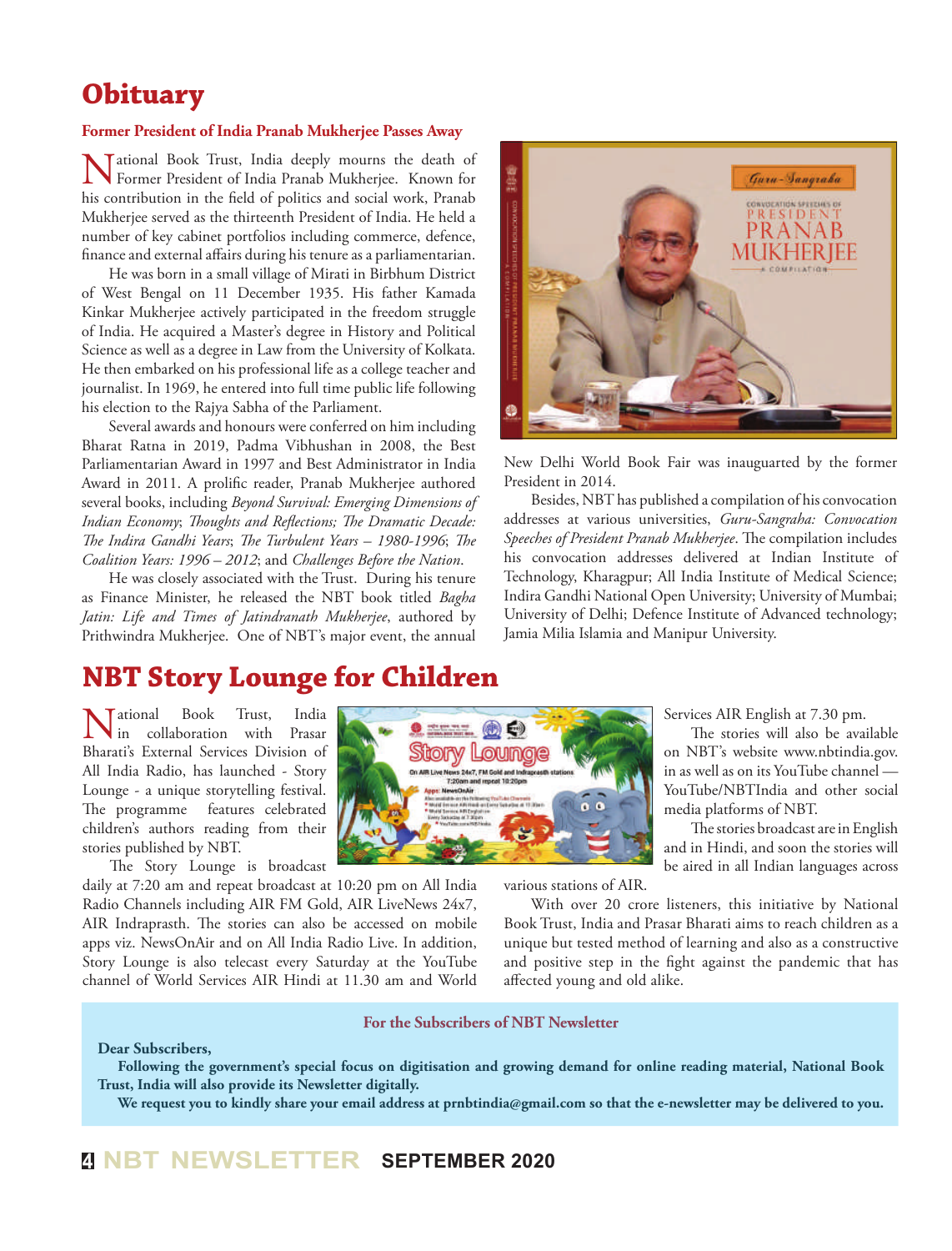# Obituary

### Former President of India Pranab Mukherjee Passes Away

National Book Trust, India deeply mourns the death of Former President of India Pranab Mukherjee. Known for his contribution in the field of politics and social work, Pranab Mukherjee served as the thirteenth President of India. He held a number of key cabinet portfolios including commerce, defence, finance and external affairs during his tenure as a parliamentarian.

He was born in a small village of Mirati in Birbhum District of West Bengal on 11 December 1935. His father Kamada Kinkar Mukherjee actively participated in the freedom struggle of India. He acquired a Master's degree in History and Political Science as well as a degree in Law from the University of Kolkata. He then embarked on his professional life as a college teacher and journalist. In 1969, he entered into full time public life following his election to the Rajya Sabha of the Parliament.

Several awards and honours were conferred on him including Bharat Ratna in 2019, Padma Vibhushan in 2008, the Best Parliamentarian Award in 1997 and Best Administrator in India Award in 2011. A prolific reader, Pranab Mukherjee authored several books, including *Beyond Survival: Emerging Dimensions of Indian Economy*; *Thoughts and Reflections; The Dramatic Decade: The Indira Gandhi Years*; *The Turbulent Years – 1980-1996*; *The Coalition Years: 1996 – 2012*; and *Challenges Before the Nation*.

He was closely associated with the Trust. During his tenure as Finance Minister, he released the NBT book titled *Bagha Jatin: Life and Times of Jatindranath Mukherjee*, authored by Prithwindra Mukherjee. One of NBT's major event, the annual New Delhi World Book Fair was inauguarted by the former President in 2014.

Besides, NBT has published a compilation of his convocation addresses at various universities, *Guru-Sangraha: Convocation Speeches of President Pranab Mukherjee*. The compilation includes his convocation addresses delivered at Indian Institute of Technology, Kharagpur; All India Institute of Medical Science; Indira Gandhi National Open University; University of Mumbai; University of Delhi; Defence Institute of Advanced technology; Jamia Milia Islamia and Manipur University.

# NBT Story Lounge for Children

National Book Trust, India in collaboration with Prasar Bharati's External Services Division of All India Radio, has launched - Story Lounge - a unique storytelling festival. The programme features celebrated children's authors reading from their stories published by NBT.

The Story Lounge is broadcast daily at 7:20 am and repeat broadcast at 10:20 pm on All India Radio Channels including AIR FM Gold, AIR LiveNews 24x7, AIR Indraprasth. The stories can also be accessed on mobile apps viz. NewsOnAir and on All India Radio Live. In addition, Story Lounge is also telecast every Saturday at the YouTube channel of World Services AIR Hindi at 11.30 am and World Services AIR English at 7.30 pm.

The stories will also be available on NBT's website www.nbtindia.gov.in as well as on its YouTube channel — YouTube/NBTIndia and other social media platforms of NBT.

The stories broadcast are in English and in Hindi, and soon the stories will be aired in all Indian languages across various stations of AIR.

With over 20 crore listeners, this initiative by National Book Trust, India and Prasar Bharati aims to reach children as a unique but tested method of learning and also as a constructive and positive step in the fight against the pandemic that has affected young and old alike.

**For the Subscribers of NBT Newsletter**

**Dear Subscribers,**

**Following the government's special focus on digitisation and growing demand for online reading material, National Book Trust, India will also provide its Newsletter digitally.**

**We request you to kindly share your email address at prnbtindia@gmail.com so that the e-newsletter may be delivered to you.**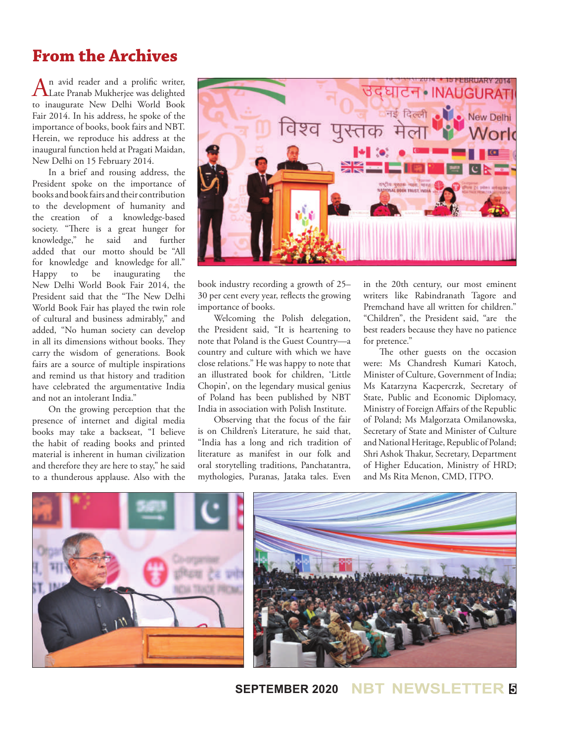# From the Archives

An avid reader and a prolific writer, Late Pranab Mukherjee was delighted to inaugurate New Delhi World Book Fair 2014. In his address, he spoke of the importance of books, book fairs and NBT. Herein, we reproduce his address at the inaugural function held at Pragati Maidan, New Delhi on 15 February 2014.

In a brief and rousing address, the President spoke on the importance of books and book fairs and their contribution to the development of humanity and the creation of a knowledge-based society. "There is a great hunger for knowledge," he said and further added that our motto should be "All for knowledge and knowledge for all." Happy to be inaugurating the New Delhi World Book Fair 2014, the President said that the "The New Delhi World Book Fair has played the twin role of cultural and business admirably," and added, "No human society can develop in all its dimensions without books. They carry the wisdom of generations. Book fairs are a source of multiple inspirations and remind us that history and tradition have celebrated the argumentative India and not an intolerant India."

On the growing perception that the presence of internet and digital media books may take a backseat, "I believe the habit of reading books and printed material is inherent in human civilization and therefore they are here to stay," he said to a thunderous applause. Also with the book industry recording a growth of 25–30 per cent every year, reflects the growing importance of books.

Welcoming the Polish delegation, the President said, "It is heartening to note that Poland is the Guest Country—a country and culture with which we have close relations." He was happy to note that an illustrated book for children, 'Little Chopin', on the legendary musical genius of Poland has been published by NBT India in association with Polish Institute.

Observing that the focus of the fair is on Children's Literature, he said that, "India has a long and rich tradition of literature as manifest in our folk and oral storytelling traditions, Panchatantra, mythologies, Puranas, Jataka tales. Even in the 20th century, our most eminent writers like Rabindranath Tagore and Premchand have all written for children." "Children", the President said, "are the best readers because they have no patience for pretence."

The other guests on the occasion were: Ms Chandresh Kumari Katoch, Minister of Culture, Government of India; Ms Katarzyna Kacpercrzk, Secretary of State, Public and Economic Diplomacy, Ministry of Foreign Affairs of the Republic of Poland; Ms Malgorzata Omilanowska, Secretary of State and Minister of Culture and National Heritage, Republic of Poland; Shri Ashok Thakur, Secretary, Department of Higher Education, Ministry of HRD; and Ms Rita Menon, CMD, ITPO.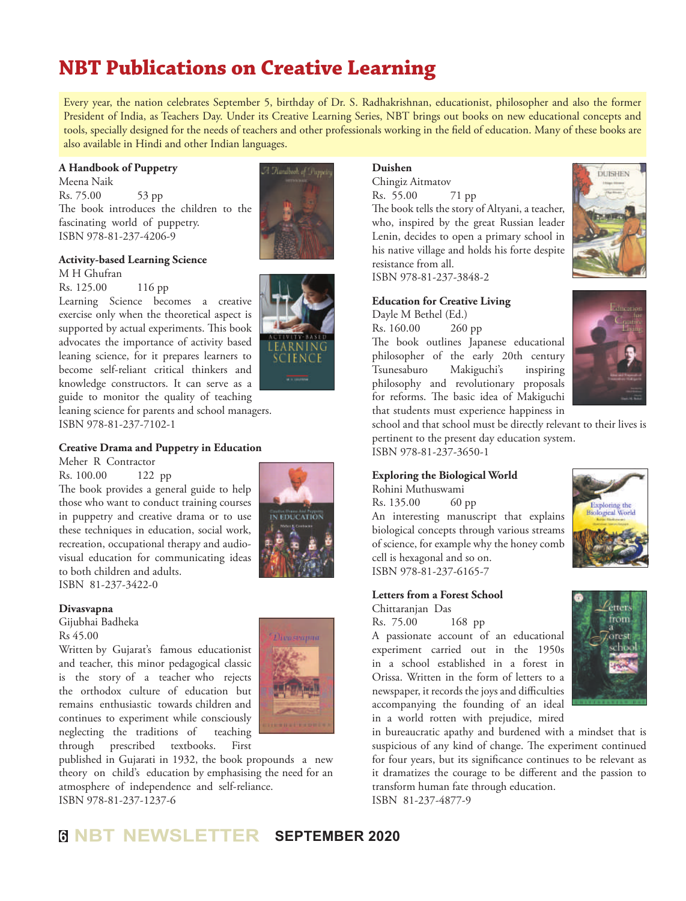# NBT Publications on Creative Learning

Every year, the nation celebrates September 5, birthday of Dr. S. Radhakrishnan, educationist, philosopher and also the former President of India, as Teachers Day. Under its Creative Learning Series, NBT brings out books on new educational concepts and tools, specially designed for the needs of teachers and other professionals working in the field of education. Many of these books are also available in Hindi and other Indian languages.

**A Handbook of Puppetry**
Meena Naik
Rs. 75.00 53 pp
The book introduces the children to the fascinating world of puppetry.
ISBN 978-81-237-4206-9

**Activity-based Learning Science**
M H Ghufran
Rs. 125.00 116 pp
Learning Science becomes a creative exercise only when the theoretical aspect is supported by actual experiments. This book advocates the importance of activity based leaning science, for it prepares learners to become self-reliant critical thinkers and knowledge constructors. It can serve as a guide to monitor the quality of teaching leaning science for parents and school managers.
ISBN 978-81-237-7102-1

**Creative Drama and Puppetry in Education**
Meher R Contractor
Rs. 100.00 122 pp
The book provides a general guide to help those who want to conduct training courses in puppetry and creative drama or to use these techniques in education, social work, recreation, occupational therapy and audio-visual education for communicating ideas to both children and adults.
ISBN 81-237-3422-0

**Divasvapna**
Gijubhai Badheka
Rs 45.00
Written by Gujarat's famous educationist and teacher, this minor pedagogical classic is the story of a teacher who rejects the orthodox culture of education but remains enthusiastic towards children and continues to experiment while consciously neglecting the traditions of teaching through prescribed textbooks. First published in Gujarati in 1932, the book propounds a new theory on child's education by emphasising the need for an atmosphere of independence and self-reliance.
ISBN 978-81-237-1237-6

**Duishen**
Chingiz Aitmatov
Rs. 55.00 71 pp
The book tells the story of Altyani, a teacher, who, inspired by the great Russian leader Lenin, decides to open a primary school in his native village and holds his forte despite resistance from all.
ISBN 978-81-237-3848-2

**Education for Creative Living**
Dayle M Bethel (Ed.)
Rs. 160.00 260 pp
The book outlines Japanese educational philosopher of the early 20th century Tsunesaburo Makiguchi's inspiring philosophy and revolutionary proposals for reforms. The basic idea of Makiguchi that students must experience happiness in school and that school must be directly relevant to their lives is pertinent to the present day education system.
ISBN 978-81-237-3650-1

**Exploring the Biological World**
Rohini Muthuswami
Rs. 135.00 60 pp
An interesting manuscript that explains biological concepts through various streams of science, for example why the honey comb cell is hexagonal and so on.
ISBN 978-81-237-6165-7

**Letters from a Forest School**
Chittaranjan Das
Rs. 75.00 168 pp
A passionate account of an educational experiment carried out in the 1950s in a school established in a forest in Orissa. Written in the form of letters to a newspaper, it records the joys and difficulties accompanying the founding of an ideal in a world rotten with prejudice, mired in bureaucratic apathy and burdened with a mindset that is suspicious of any kind of change. The experiment continued for four years, but its significance continues to be relevant as it dramatizes the courage to be different and the passion to transform human fate through education.
ISBN 81-237-4877-9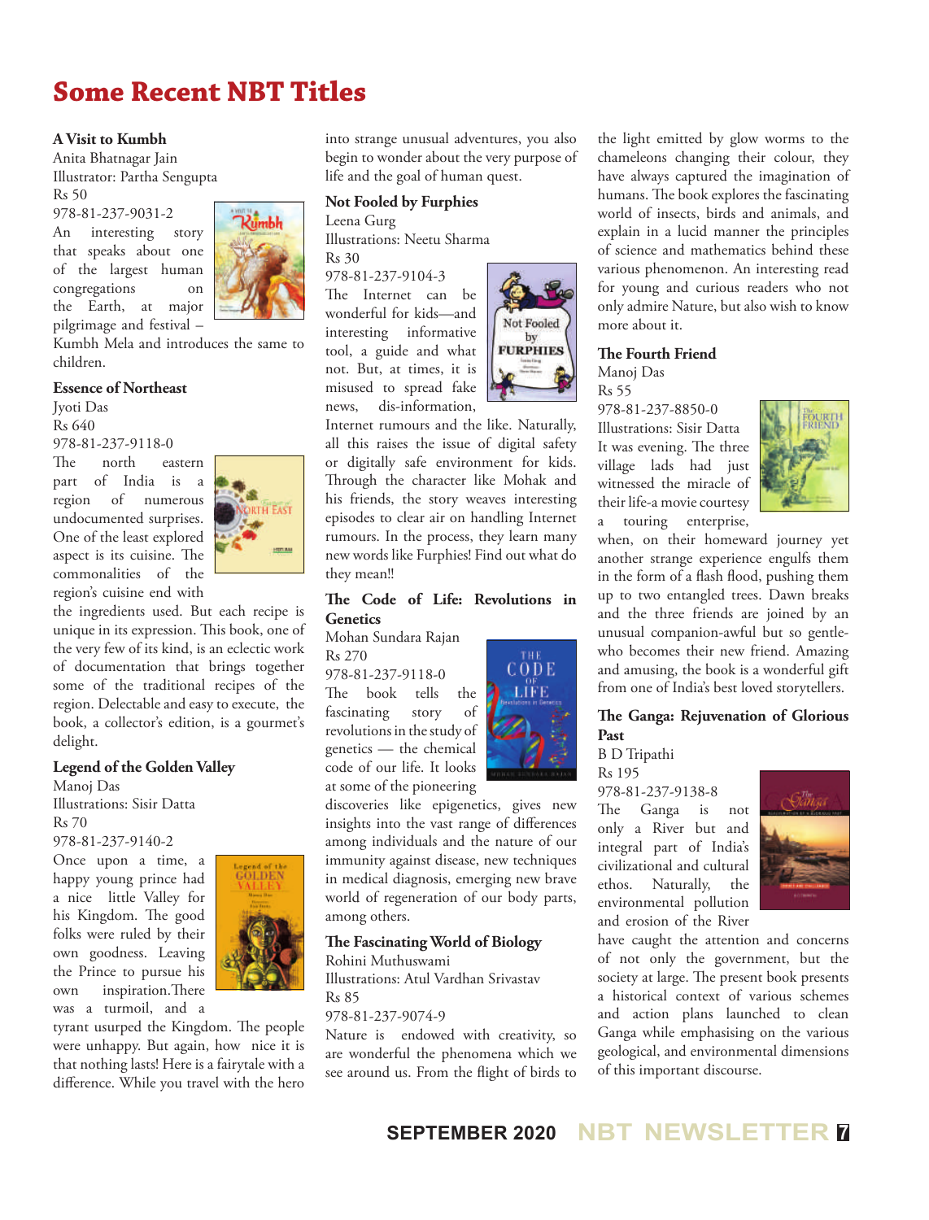# Some Recent NBT Titles

### A Visit to Kumbh

Anita Bhatnagar Jain
Illustrator: Partha Sengupta
Rs 50
978-81-237-9031-2

An interesting story that speaks about one of the largest human congregations on the Earth, at major pilgrimage and festival – Kumbh Mela and introduces the same to children.

### Essence of Northeast

Jyoti Das
Rs 640
978-81-237-9118-0

The north eastern part of India is a region of numerous undocumented surprises. One of the least explored aspect is its cuisine. The commonalities of the region's cuisine end with the ingredients used. But each recipe is unique in its expression. This book, one of the very few of its kind, is an eclectic work of documentation that brings together some of the traditional recipes of the region. Delectable and easy to execute, the book, a collector's edition, is a gourmet's delight.

### Legend of the Golden Valley

Manoj Das
Illustrations: Sisir Datta
Rs 70
978-81-237-9140-2

Once upon a time, a happy young prince had a nice little Valley for his Kingdom. The good folks were ruled by their own goodness. Leaving the Prince to pursue his own inspiration.There was a turmoil, and a tyrant usurped the Kingdom. The people were unhappy. But again, how nice it is that nothing lasts! Here is a fairytale with a difference. While you travel with the hero into strange unusual adventures, you also begin to wonder about the very purpose of life and the goal of human quest.

### Not Fooled by Furphies

Leena Gurg
Illustrations: Neetu Sharma
Rs 30
978-81-237-9104-3

The Internet can be wonderful for kids—and interesting informative tool, a guide and what not. But, at times, it is misused to spread fake news, dis-information, Internet rumours and the like. Naturally, all this raises the issue of digital safety or digitally safe environment for kids. Through the character like Mohak and his friends, the story weaves interesting episodes to clear air on handling Internet rumours. In the process, they learn many new words like Furphies! Find out what do they mean!!

### The Code of Life: Revolutions in Genetics

Mohan Sundara Rajan
Rs 270
978-81-237-9118-0

The book tells the fascinating story of revolutions in the study of genetics — the chemical code of our life. It looks at some of the pioneering discoveries like epigenetics, gives new insights into the vast range of differences among individuals and the nature of our immunity against disease, new techniques in medical diagnosis, emerging new brave world of regeneration of our body parts, among others.

### The Fascinating World of Biology

Rohini Muthuswami
Illustrations: Atul Vardhan Srivastav
Rs 85
978-81-237-9074-9

Nature is endowed with creativity, so are wonderful the phenomena which we see around us. From the flight of birds to the light emitted by glow worms to the chameleons changing their colour, they have always captured the imagination of humans. The book explores the fascinating world of insects, birds and animals, and explain in a lucid manner the principles of science and mathematics behind these various phenomenon. An interesting read for young and curious readers who not only admire Nature, but also wish to know more about it.

### The Fourth Friend

Manoj Das
Rs 55
978-81-237-8850-0
Illustrations: Sisir Datta

It was evening. The three village lads had just witnessed the miracle of their life-a movie courtesy a touring enterprise, when, on their homeward journey yet another strange experience engulfs them in the form of a flash flood, pushing them up to two entangled trees. Dawn breaks and the three friends are joined by an unusual companion-awful but so gentle-who becomes their new friend. Amazing and amusing, the book is a wonderful gift from one of India's best loved storytellers.

### The Ganga: Rejuvenation of Glorious Past

B D Tripathi
Rs 195
978-81-237-9138-8

The Ganga is not only a River but and integral part of India's civilizational and cultural ethos. Naturally, the environmental pollution and erosion of the River have caught the attention and concerns of not only the government, but the society at large. The present book presents a historical context of various schemes and action plans launched to clean Ganga while emphasising on the various geological, and environmental dimensions of this important discourse.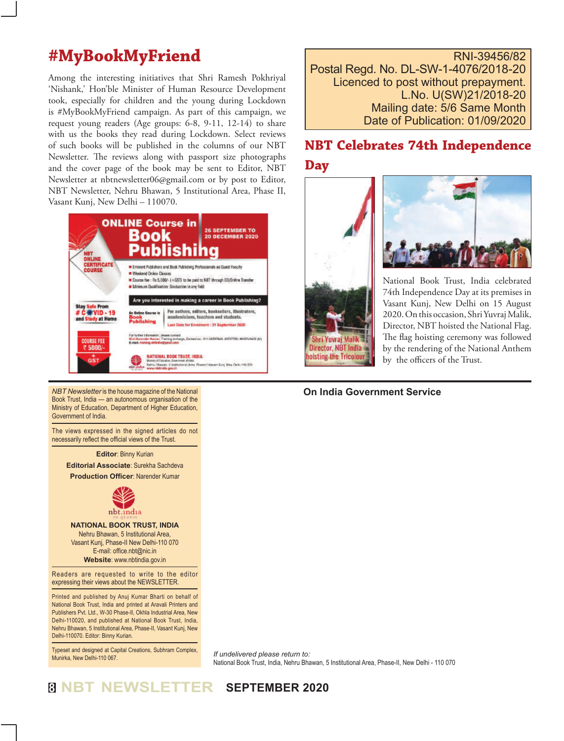# #MyBookMyFriend

Among the interesting initiatives that Shri Ramesh Pokhriyal 'Nishank,' Hon'ble Minister of Human Resource Development took, especially for children and the young during Lockdown is #MyBookMyFriend campaign. As part of this campaign, we request young readers (Age groups: 6-8, 9-11, 12-14) to share with us the books they read during Lockdown. Select reviews of such books will be published in the columns of our NBT Newsletter. The reviews along with passport size photographs and the cover page of the book may be sent to Editor, NBT Newsletter at nbtnewsletter06@gmail.com or by post to Editor, NBT Newsletter, Nehru Bhawan, 5 Institutional Area, Phase II, Vasant Kunj, New Delhi – 110070.

ONLINE Course in Book Publishing

26 SEPTEMBER TO 20 DECEMBER 2020

NBT ONLINE CERTIFICATE COURSE

- Eminent Publishers and Book Publishing Professionals as Guest Faculty
- Weekend Online Classes
- Course fee : Rs 5,000/- (+GST) to be paid to NBT through DD/Online Transfer
- Minimum Qualification: Graduation in any field

Are you interested in making a career in Book Publishing?

Stay Safe From # COVID - 19 and Study at Home

An Online Course in Book Publishing

For authors, editors, booksellers, illustrators, academicians, teachers and students.

Last Date for Enrolment : 21 September 2020

COURSE FEE ₹ 5000/- + GST

NATIONAL BOOK TRUST, INDIA

RNI-39456/82
Postal Regd. No. DL-SW-1-4076/2018-20
Licenced to post without prepayment.
L.No. U(SW)21/2018-20
Mailing date: 5/6 Same Month
Date of Publication: 01/09/2020

# NBT Celebrates 74th Independence Day

Shri Yuvraj Malik Director, NBT India hoisting the Tricolour

National Book Trust, India celebrated 74th Independence Day at its premises in Vasant Kunj, New Delhi on 15 August 2020. On this occasion, Shri Yuvraj Malik, Director, NBT hoisted the National Flag. The flag hoisting ceremony was followed by the rendering of the National Anthem by the officers of the Trust.

*NBT Newsletter* is the house magazine of the National Book Trust, India — an autonomous organisation of the Ministry of Education, Department of Higher Education, Government of India.

The views expressed in the signed articles do not necessarily reflect the official views of the Trust.

**Editor**: Binny Kurian
**Editorial Associate**: Surekha Sachdeva
**Production Officer**: Narender Kumar

**NATIONAL BOOK TRUST, INDIA**
Nehru Bhawan, 5 Institutional Area,
Vasant Kunj, Phase-II New Delhi-110 070
E-mail: office.nbt@nic.in
**Website**: www.nbtindia.gov.in

Readers are requested to write to the editor expressing their views about the NEWSLETTER.

Printed and published by Anuj Kumar Bharti on behalf of National Book Trust, India and printed at Aravali Printers and Publishers Pvt. Ltd., W-30 Phase-II, Okhla Industrial Area, New Delhi-110020, and published at National Book Trust, India, Nehru Bhawan, 5 Institutional Area, Phase-II, Vasant Kunj, New Delhi-110070. Editor: Binny Kurian.

Typeset and designed at Capital Creations, Subhram Complex, Munirka, New Delhi-110 067.

**On India Government Service**

*If undelivered please return to:*
National Book Trust, India, Nehru Bhawan, 5 Institutional Area, Phase-II, New Delhi - 110 070